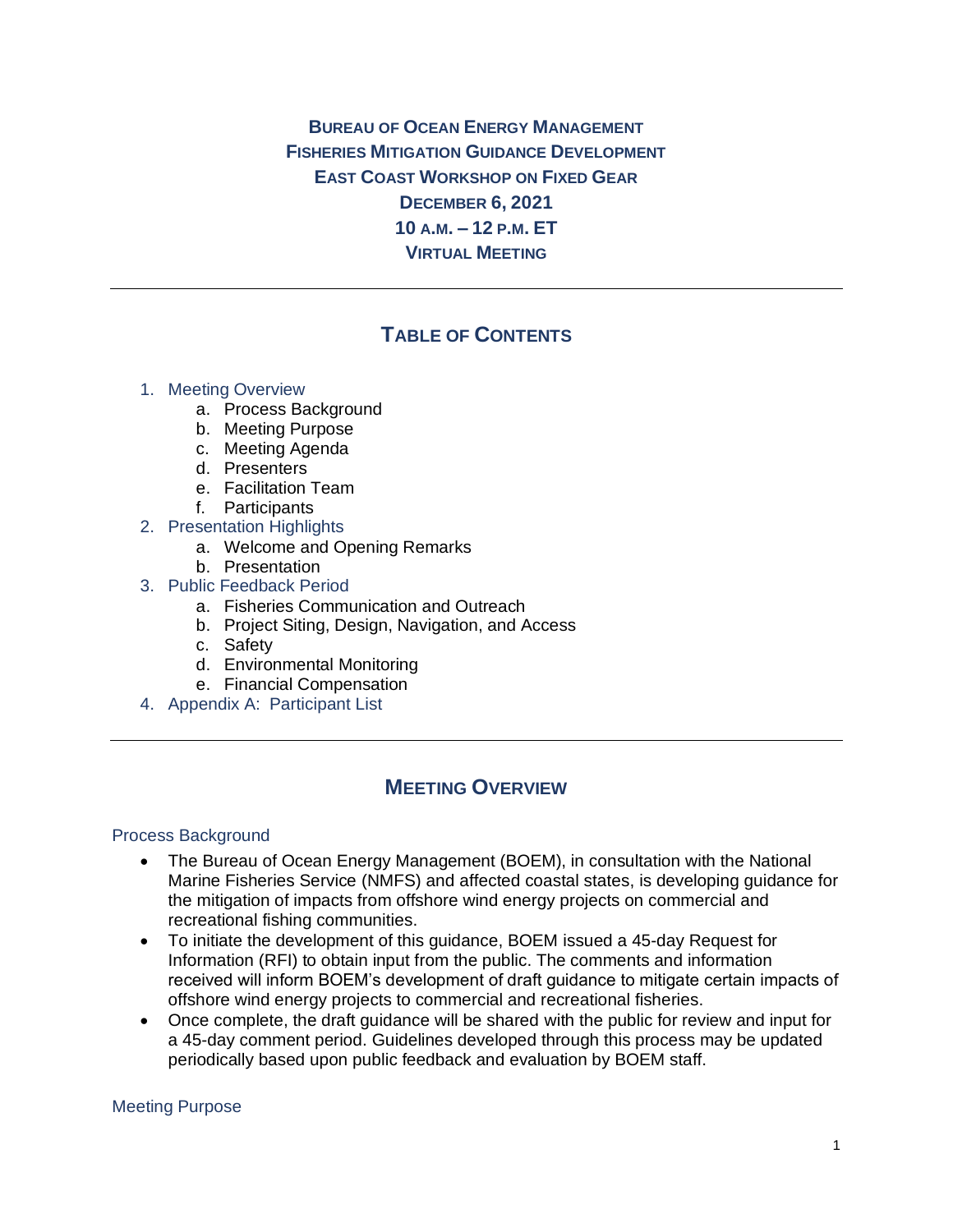# BUREAU OF OCEAN ENERGY MANAGEMENT
# FISHERIES MITIGATION GUIDANCE DEVELOPMENT
# EAST COAST WORKSHOP ON FIXED GEAR
# DECEMBER 6, 2021
# 10 A.M. – 12 P.M. ET
# VIRTUAL MEETING

---

## TABLE OF CONTENTS

1. Meeting Overview
   a. Process Background
   b. Meeting Purpose
   c. Meeting Agenda
   d. Presenters
   e. Facilitation Team
   f. Participants
2. Presentation Highlights
   a. Welcome and Opening Remarks
   b. Presentation
3. Public Feedback Period
   a. Fisheries Communication and Outreach
   b. Project Siting, Design, Navigation, and Access
   c. Safety
   d. Environmental Monitoring
   e. Financial Compensation
4. Appendix A: Participant List

---

## MEETING OVERVIEW

### Process Background

- The Bureau of Ocean Energy Management (BOEM), in consultation with the National Marine Fisheries Service (NMFS) and affected coastal states, is developing guidance for the mitigation of impacts from offshore wind energy projects on commercial and recreational fishing communities.
- To initiate the development of this guidance, BOEM issued a 45-day Request for Information (RFI) to obtain input from the public. The comments and information received will inform BOEM's development of draft guidance to mitigate certain impacts of offshore wind energy projects to commercial and recreational fisheries.
- Once complete, the draft guidance will be shared with the public for review and input for a 45-day comment period. Guidelines developed through this process may be updated periodically based upon public feedback and evaluation by BOEM staff.

### Meeting Purpose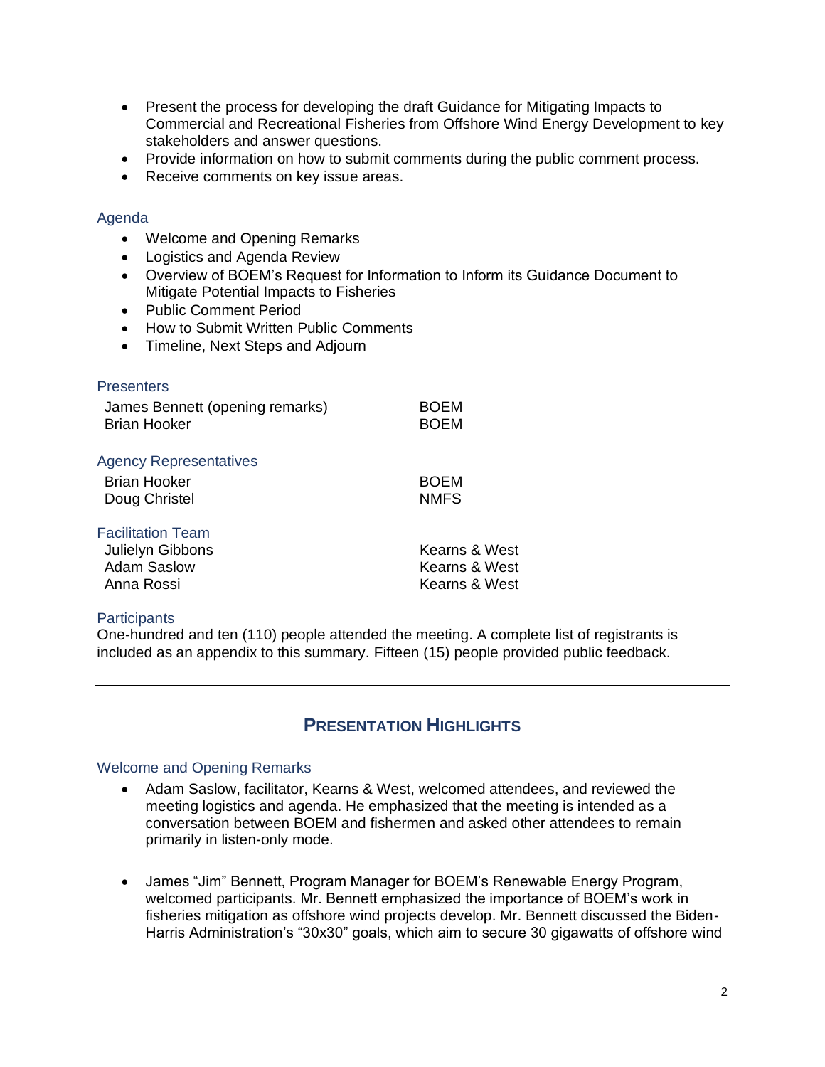- Present the process for developing the draft Guidance for Mitigating Impacts to Commercial and Recreational Fisheries from Offshore Wind Energy Development to key stakeholders and answer questions.
- Provide information on how to submit comments during the public comment process.
- Receive comments on key issue areas.

### Agenda

- Welcome and Opening Remarks
- Logistics and Agenda Review
- Overview of BOEM's Request for Information to Inform its Guidance Document to Mitigate Potential Impacts to Fisheries
- Public Comment Period
- How to Submit Written Public Comments
- Timeline, Next Steps and Adjourn

### Presenters

| | |
|---|---|
| James Bennett (opening remarks) | BOEM |
| Brian Hooker | BOEM |

### Agency Representatives

| | |
|---|---|
| Brian Hooker | BOEM |
| Doug Christel | NMFS |

### Facilitation Team

| | |
|---|---|
| Julielyn Gibbons | Kearns & West |
| Adam Saslow | Kearns & West |
| Anna Rossi | Kearns & West |

### Participants

One-hundred and ten (110) people attended the meeting. A complete list of registrants is included as an appendix to this summary. Fifteen (15) people provided public feedback.

---

## PRESENTATION HIGHLIGHTS

### Welcome and Opening Remarks

- Adam Saslow, facilitator, Kearns & West, welcomed attendees, and reviewed the meeting logistics and agenda. He emphasized that the meeting is intended as a conversation between BOEM and fishermen and asked other attendees to remain primarily in listen-only mode.

- James "Jim" Bennett, Program Manager for BOEM's Renewable Energy Program, welcomed participants. Mr. Bennett emphasized the importance of BOEM's work in fisheries mitigation as offshore wind projects develop. Mr. Bennett discussed the Biden-Harris Administration's "30x30" goals, which aim to secure 30 gigawatts of offshore wind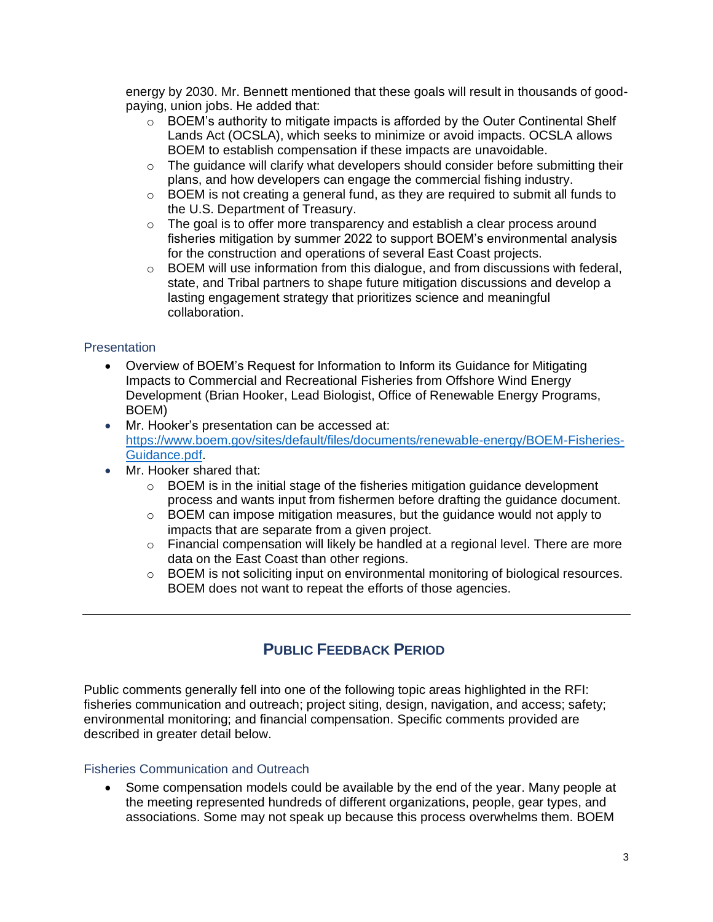energy by 2030. Mr. Bennett mentioned that these goals will result in thousands of good-paying, union jobs. He added that:
  - BOEM's authority to mitigate impacts is afforded by the Outer Continental Shelf Lands Act (OCSLA), which seeks to minimize or avoid impacts. OCSLA allows BOEM to establish compensation if these impacts are unavoidable.
  - The guidance will clarify what developers should consider before submitting their plans, and how developers can engage the commercial fishing industry.
  - BOEM is not creating a general fund, as they are required to submit all funds to the U.S. Department of Treasury.
  - The goal is to offer more transparency and establish a clear process around fisheries mitigation by summer 2022 to support BOEM's environmental analysis for the construction and operations of several East Coast projects.
  - BOEM will use information from this dialogue, and from discussions with federal, state, and Tribal partners to shape future mitigation discussions and develop a lasting engagement strategy that prioritizes science and meaningful collaboration.

### Presentation

- Overview of BOEM's Request for Information to Inform its Guidance for Mitigating Impacts to Commercial and Recreational Fisheries from Offshore Wind Energy Development (Brian Hooker, Lead Biologist, Office of Renewable Energy Programs, BOEM)
- Mr. Hooker's presentation can be accessed at: [https://www.boem.gov/sites/default/files/documents/renewable-energy/BOEM-Fisheries-Guidance.pdf](https://www.boem.gov/sites/default/files/documents/renewable-energy/BOEM-Fisheries-Guidance.pdf).
- Mr. Hooker shared that:
  - BOEM is in the initial stage of the fisheries mitigation guidance development process and wants input from fishermen before drafting the guidance document.
  - BOEM can impose mitigation measures, but the guidance would not apply to impacts that are separate from a given project.
  - Financial compensation will likely be handled at a regional level. There are more data on the East Coast than other regions.
  - BOEM is not soliciting input on environmental monitoring of biological resources. BOEM does not want to repeat the efforts of those agencies.

---

## PUBLIC FEEDBACK PERIOD

Public comments generally fell into one of the following topic areas highlighted in the RFI: fisheries communication and outreach; project siting, design, navigation, and access; safety; environmental monitoring; and financial compensation. Specific comments provided are described in greater detail below.

### Fisheries Communication and Outreach

- Some compensation models could be available by the end of the year. Many people at the meeting represented hundreds of different organizations, people, gear types, and associations. Some may not speak up because this process overwhelms them. BOEM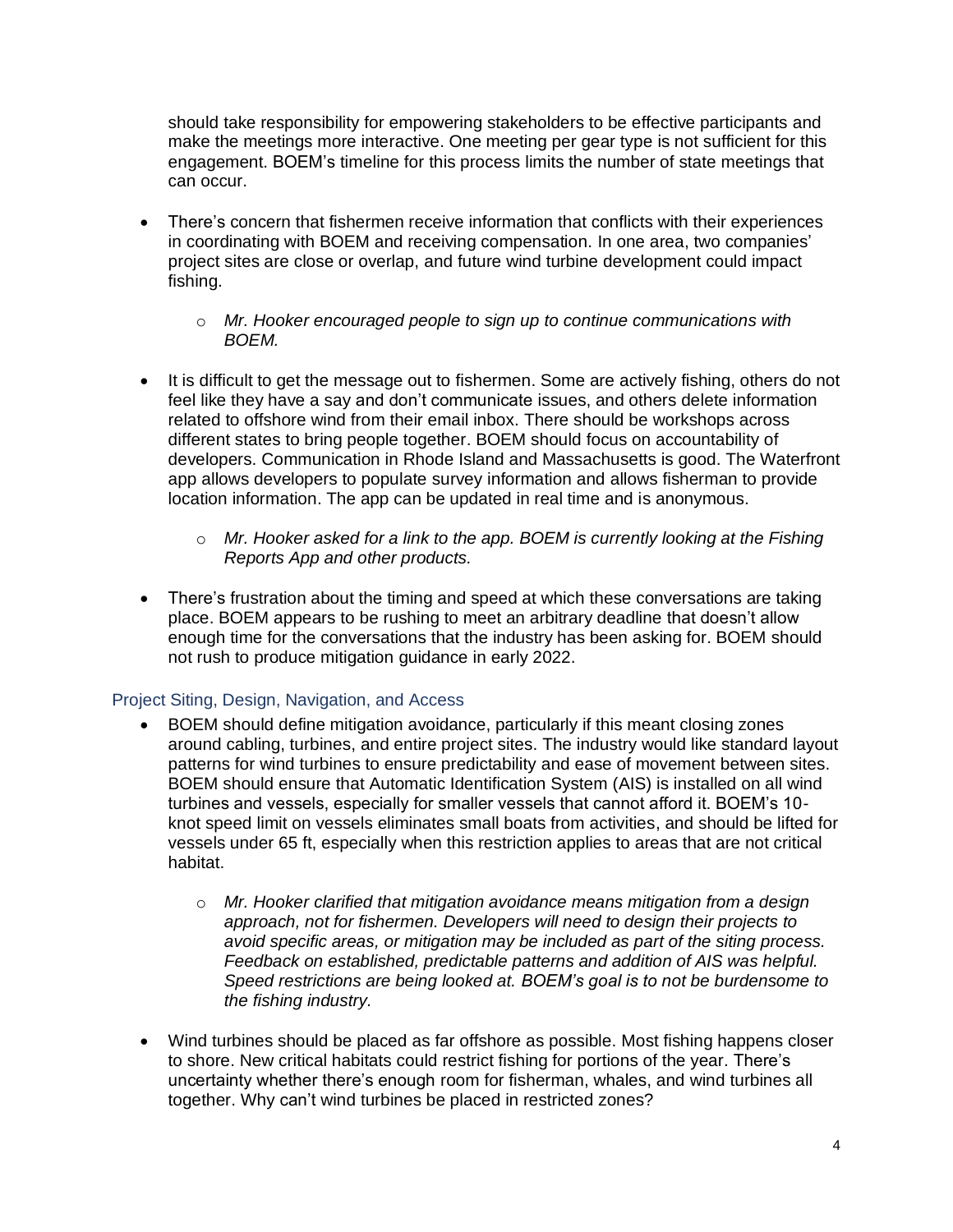should take responsibility for empowering stakeholders to be effective participants and make the meetings more interactive. One meeting per gear type is not sufficient for this engagement. BOEM's timeline for this process limits the number of state meetings that can occur.

- There's concern that fishermen receive information that conflicts with their experiences in coordinating with BOEM and receiving compensation. In one area, two companies' project sites are close or overlap, and future wind turbine development could impact fishing.
    - *Mr. Hooker encouraged people to sign up to continue communications with BOEM.*
- It is difficult to get the message out to fishermen. Some are actively fishing, others do not feel like they have a say and don't communicate issues, and others delete information related to offshore wind from their email inbox. There should be workshops across different states to bring people together. BOEM should focus on accountability of developers. Communication in Rhode Island and Massachusetts is good. The Waterfront app allows developers to populate survey information and allows fisherman to provide location information. The app can be updated in real time and is anonymous.
    - *Mr. Hooker asked for a link to the app. BOEM is currently looking at the Fishing Reports App and other products.*
- There's frustration about the timing and speed at which these conversations are taking place. BOEM appears to be rushing to meet an arbitrary deadline that doesn't allow enough time for the conversations that the industry has been asking for. BOEM should not rush to produce mitigation guidance in early 2022.

## Project Siting, Design, Navigation, and Access

- BOEM should define mitigation avoidance, particularly if this meant closing zones around cabling, turbines, and entire project sites. The industry would like standard layout patterns for wind turbines to ensure predictability and ease of movement between sites. BOEM should ensure that Automatic Identification System (AIS) is installed on all wind turbines and vessels, especially for smaller vessels that cannot afford it. BOEM's 10-knot speed limit on vessels eliminates small boats from activities, and should be lifted for vessels under 65 ft, especially when this restriction applies to areas that are not critical habitat.
    - *Mr. Hooker clarified that mitigation avoidance means mitigation from a design approach, not for fishermen. Developers will need to design their projects to avoid specific areas, or mitigation may be included as part of the siting process. Feedback on established, predictable patterns and addition of AIS was helpful. Speed restrictions are being looked at. BOEM's goal is to not be burdensome to the fishing industry.*
- Wind turbines should be placed as far offshore as possible. Most fishing happens closer to shore. New critical habitats could restrict fishing for portions of the year. There's uncertainty whether there's enough room for fisherman, whales, and wind turbines all together. Why can't wind turbines be placed in restricted zones?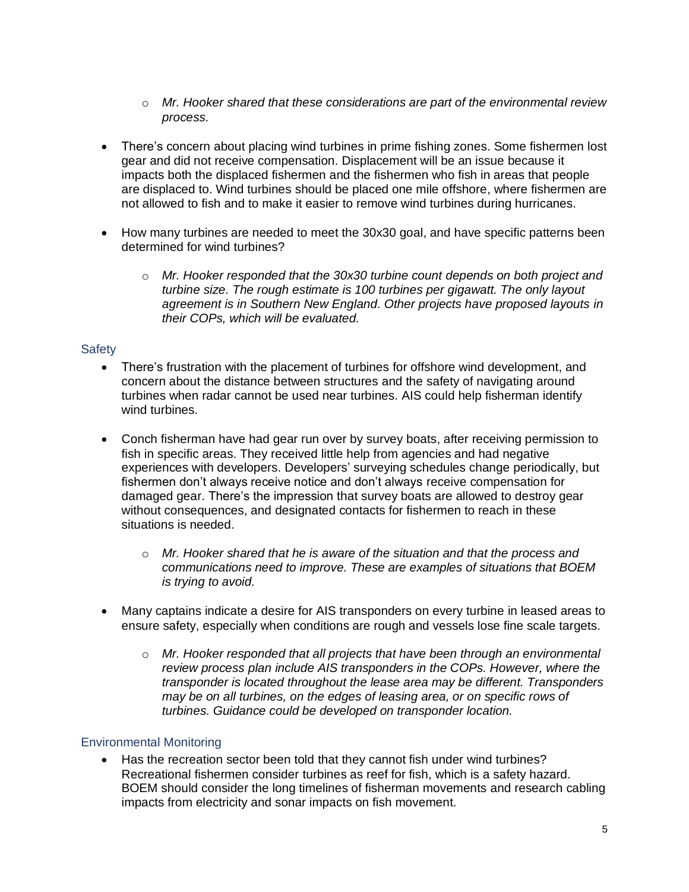- *Mr. Hooker shared that these considerations are part of the environmental review process.*

- There's concern about placing wind turbines in prime fishing zones. Some fishermen lost gear and did not receive compensation. Displacement will be an issue because it impacts both the displaced fishermen and the fishermen who fish in areas that people are displaced to. Wind turbines should be placed one mile offshore, where fishermen are not allowed to fish and to make it easier to remove wind turbines during hurricanes.

- How many turbines are needed to meet the 30x30 goal, and have specific patterns been determined for wind turbines?

    - *Mr. Hooker responded that the 30x30 turbine count depends on both project and turbine size. The rough estimate is 100 turbines per gigawatt. The only layout agreement is in Southern New England. Other projects have proposed layouts in their COPs, which will be evaluated.*

### Safety

- There's frustration with the placement of turbines for offshore wind development, and concern about the distance between structures and the safety of navigating around turbines when radar cannot be used near turbines. AIS could help fisherman identify wind turbines.

- Conch fisherman have had gear run over by survey boats, after receiving permission to fish in specific areas. They received little help from agencies and had negative experiences with developers. Developers' surveying schedules change periodically, but fishermen don't always receive notice and don't always receive compensation for damaged gear. There's the impression that survey boats are allowed to destroy gear without consequences, and designated contacts for fishermen to reach in these situations is needed.

    - *Mr. Hooker shared that he is aware of the situation and that the process and communications need to improve. These are examples of situations that BOEM is trying to avoid.*

- Many captains indicate a desire for AIS transponders on every turbine in leased areas to ensure safety, especially when conditions are rough and vessels lose fine scale targets.

    - *Mr. Hooker responded that all projects that have been through an environmental review process plan include AIS transponders in the COPs. However, where the transponder is located throughout the lease area may be different. Transponders may be on all turbines, on the edges of leasing area, or on specific rows of turbines. Guidance could be developed on transponder location.*

### Environmental Monitoring

- Has the recreation sector been told that they cannot fish under wind turbines? Recreational fishermen consider turbines as reef for fish, which is a safety hazard. BOEM should consider the long timelines of fisherman movements and research cabling impacts from electricity and sonar impacts on fish movement.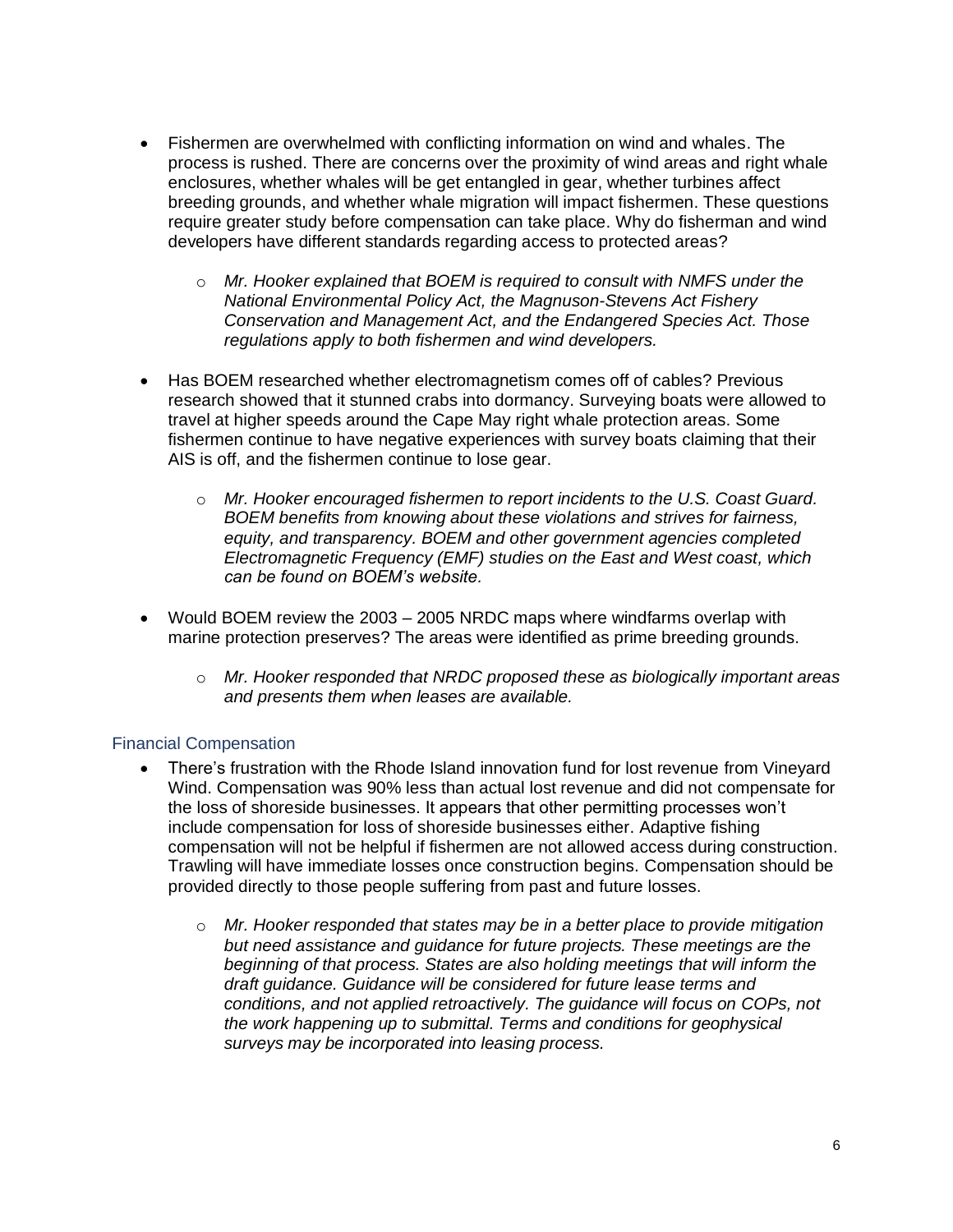- Fishermen are overwhelmed with conflicting information on wind and whales. The process is rushed. There are concerns over the proximity of wind areas and right whale enclosures, whether whales will be get entangled in gear, whether turbines affect breeding grounds, and whether whale migration will impact fishermen. These questions require greater study before compensation can take place. Why do fisherman and wind developers have different standards regarding access to protected areas?
  - *Mr. Hooker explained that BOEM is required to consult with NMFS under the National Environmental Policy Act, the Magnuson-Stevens Act Fishery Conservation and Management Act, and the Endangered Species Act. Those regulations apply to both fishermen and wind developers.*
- Has BOEM researched whether electromagnetism comes off of cables? Previous research showed that it stunned crabs into dormancy. Surveying boats were allowed to travel at higher speeds around the Cape May right whale protection areas. Some fishermen continue to have negative experiences with survey boats claiming that their AIS is off, and the fishermen continue to lose gear.
  - *Mr. Hooker encouraged fishermen to report incidents to the U.S. Coast Guard. BOEM benefits from knowing about these violations and strives for fairness, equity, and transparency. BOEM and other government agencies completed Electromagnetic Frequency (EMF) studies on the East and West coast, which can be found on BOEM's website.*
- Would BOEM review the 2003 – 2005 NRDC maps where windfarms overlap with marine protection preserves? The areas were identified as prime breeding grounds.
  - *Mr. Hooker responded that NRDC proposed these as biologically important areas and presents them when leases are available.*

### Financial Compensation

- There's frustration with the Rhode Island innovation fund for lost revenue from Vineyard Wind. Compensation was 90% less than actual lost revenue and did not compensate for the loss of shoreside businesses. It appears that other permitting processes won't include compensation for loss of shoreside businesses either. Adaptive fishing compensation will not be helpful if fishermen are not allowed access during construction. Trawling will have immediate losses once construction begins. Compensation should be provided directly to those people suffering from past and future losses.
  - *Mr. Hooker responded that states may be in a better place to provide mitigation but need assistance and guidance for future projects. These meetings are the beginning of that process. States are also holding meetings that will inform the draft guidance. Guidance will be considered for future lease terms and conditions, and not applied retroactively. The guidance will focus on COPs, not the work happening up to submittal. Terms and conditions for geophysical surveys may be incorporated into leasing process.*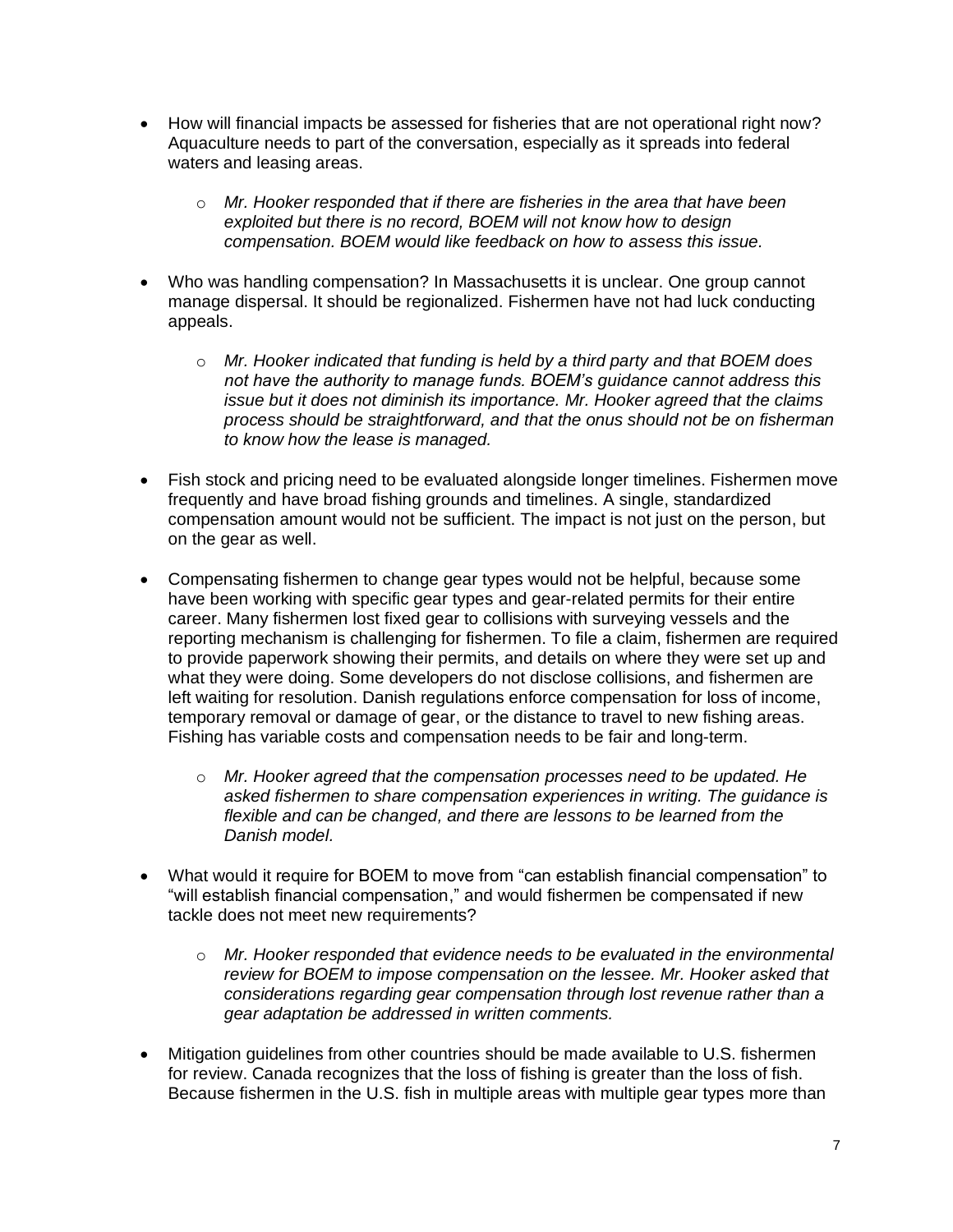- How will financial impacts be assessed for fisheries that are not operational right now? Aquaculture needs to part of the conversation, especially as it spreads into federal waters and leasing areas.
  - *Mr. Hooker responded that if there are fisheries in the area that have been exploited but there is no record, BOEM will not know how to design compensation. BOEM would like feedback on how to assess this issue.*
- Who was handling compensation? In Massachusetts it is unclear. One group cannot manage dispersal. It should be regionalized. Fishermen have not had luck conducting appeals.
  - *Mr. Hooker indicated that funding is held by a third party and that BOEM does not have the authority to manage funds. BOEM's guidance cannot address this issue but it does not diminish its importance. Mr. Hooker agreed that the claims process should be straightforward, and that the onus should not be on fisherman to know how the lease is managed.*
- Fish stock and pricing need to be evaluated alongside longer timelines. Fishermen move frequently and have broad fishing grounds and timelines. A single, standardized compensation amount would not be sufficient. The impact is not just on the person, but on the gear as well.
- Compensating fishermen to change gear types would not be helpful, because some have been working with specific gear types and gear-related permits for their entire career. Many fishermen lost fixed gear to collisions with surveying vessels and the reporting mechanism is challenging for fishermen. To file a claim, fishermen are required to provide paperwork showing their permits, and details on where they were set up and what they were doing. Some developers do not disclose collisions, and fishermen are left waiting for resolution. Danish regulations enforce compensation for loss of income, temporary removal or damage of gear, or the distance to travel to new fishing areas. Fishing has variable costs and compensation needs to be fair and long-term.
  - *Mr. Hooker agreed that the compensation processes need to be updated. He asked fishermen to share compensation experiences in writing. The guidance is flexible and can be changed, and there are lessons to be learned from the Danish model.*
- What would it require for BOEM to move from "can establish financial compensation" to "will establish financial compensation," and would fishermen be compensated if new tackle does not meet new requirements?
  - *Mr. Hooker responded that evidence needs to be evaluated in the environmental review for BOEM to impose compensation on the lessee. Mr. Hooker asked that considerations regarding gear compensation through lost revenue rather than a gear adaptation be addressed in written comments.*
- Mitigation guidelines from other countries should be made available to U.S. fishermen for review. Canada recognizes that the loss of fishing is greater than the loss of fish. Because fishermen in the U.S. fish in multiple areas with multiple gear types more than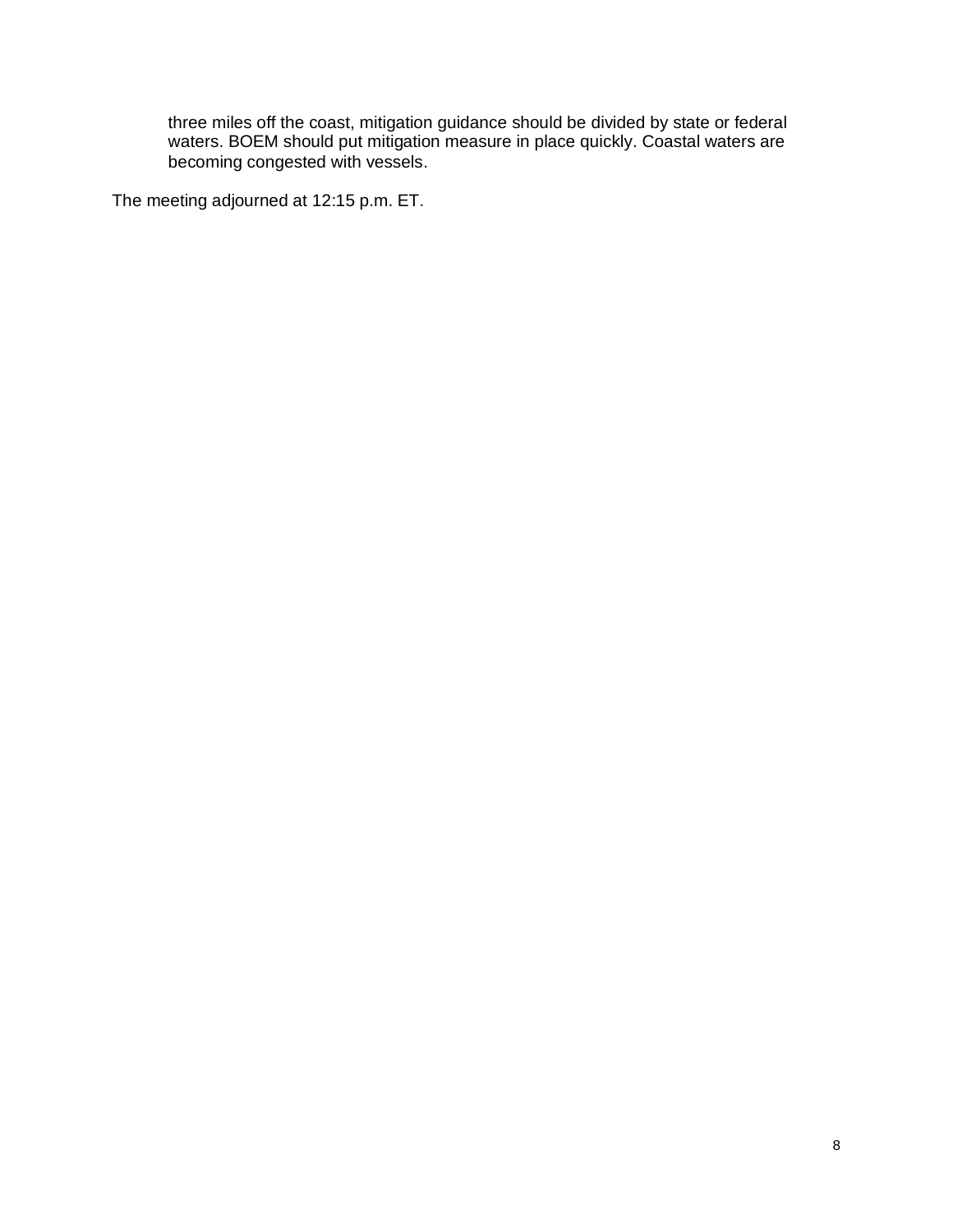three miles off the coast, mitigation guidance should be divided by state or federal waters. BOEM should put mitigation measure in place quickly. Coastal waters are becoming congested with vessels.

The meeting adjourned at 12:15 p.m. ET.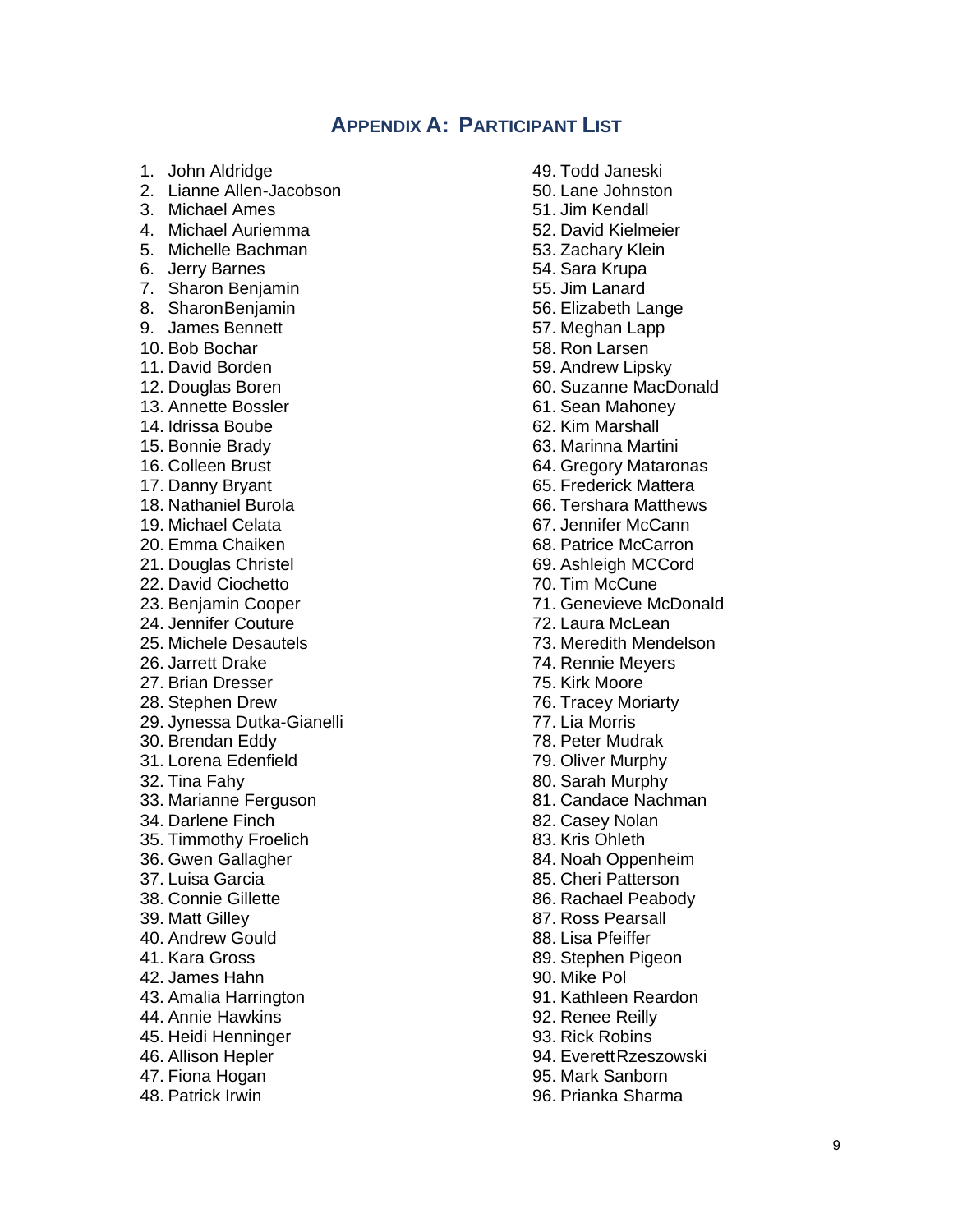## Appendix A: Participant List

1. John Aldridge
2. Lianne Allen-Jacobson
3. Michael Ames
4. Michael Auriemma
5. Michelle Bachman
6. Jerry Barnes
7. Sharon Benjamin
8. SharonBenjamin
9. James Bennett
10. Bob Bochar
11. David Borden
12. Douglas Boren
13. Annette Bossler
14. Idrissa Boube
15. Bonnie Brady
16. Colleen Brust
17. Danny Bryant
18. Nathaniel Burola
19. Michael Celata
20. Emma Chaiken
21. Douglas Christel
22. David Ciochetto
23. Benjamin Cooper
24. Jennifer Couture
25. Michele Desautels
26. Jarrett Drake
27. Brian Dresser
28. Stephen Drew
29. Jynessa Dutka-Gianelli
30. Brendan Eddy
31. Lorena Edenfield
32. Tina Fahy
33. Marianne Ferguson
34. Darlene Finch
35. Timmothy Froelich
36. Gwen Gallagher
37. Luisa Garcia
38. Connie Gillette
39. Matt Gilley
40. Andrew Gould
41. Kara Gross
42. James Hahn
43. Amalia Harrington
44. Annie Hawkins
45. Heidi Henninger
46. Allison Hepler
47. Fiona Hogan
48. Patrick Irwin
49. Todd Janeski
50. Lane Johnston
51. Jim Kendall
52. David Kielmeier
53. Zachary Klein
54. Sara Krupa
55. Jim Lanard
56. Elizabeth Lange
57. Meghan Lapp
58. Ron Larsen
59. Andrew Lipsky
60. Suzanne MacDonald
61. Sean Mahoney
62. Kim Marshall
63. Marinna Martini
64. Gregory Mataronas
65. Frederick Mattera
66. Tershara Matthews
67. Jennifer McCann
68. Patrice McCarron
69. Ashleigh MCCord
70. Tim McCune
71. Genevieve McDonald
72. Laura McLean
73. Meredith Mendelson
74. Rennie Meyers
75. Kirk Moore
76. Tracey Moriarty
77. Lia Morris
78. Peter Mudrak
79. Oliver Murphy
80. Sarah Murphy
81. Candace Nachman
82. Casey Nolan
83. Kris Ohleth
84. Noah Oppenheim
85. Cheri Patterson
86. Rachael Peabody
87. Ross Pearsall
88. Lisa Pfeiffer
89. Stephen Pigeon
90. Mike Pol
91. Kathleen Reardon
92. Renee Reilly
93. Rick Robins
94. EverettRzeszowski
95. Mark Sanborn
96. Prianka Sharma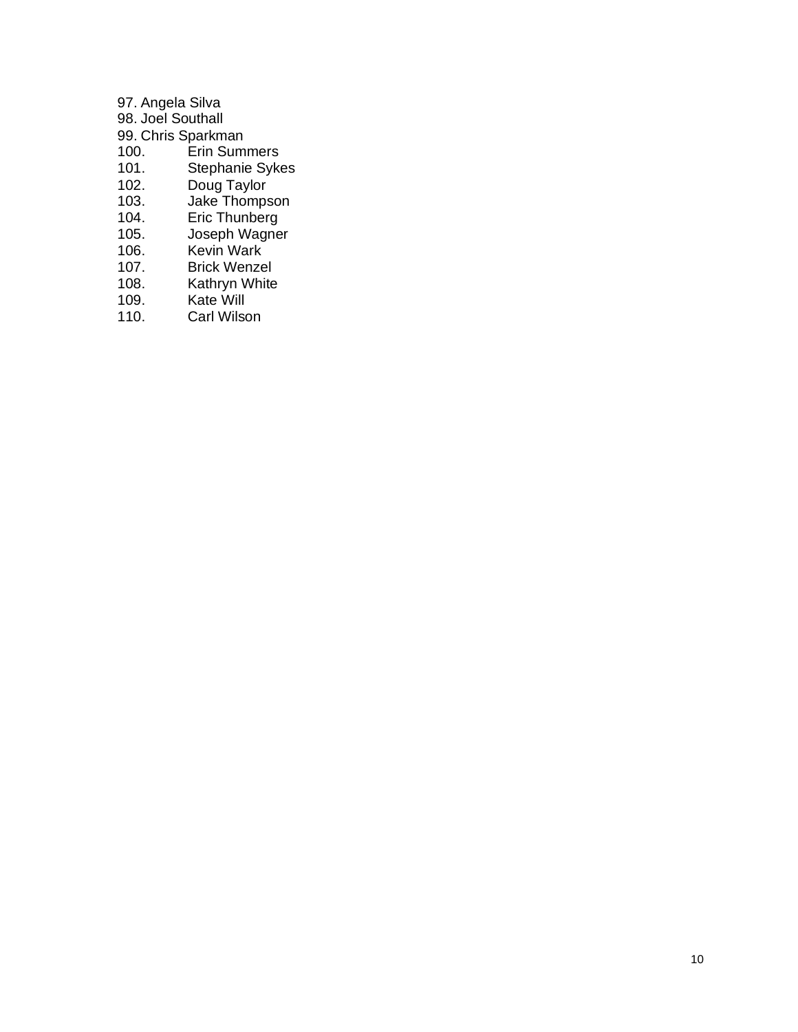97. Angela Silva
98. Joel Southall
99. Chris Sparkman
100. Erin Summers
101. Stephanie Sykes
102. Doug Taylor
103. Jake Thompson
104. Eric Thunberg
105. Joseph Wagner
106. Kevin Wark
107. Brick Wenzel
108. Kathryn White
109. Kate Will
110. Carl Wilson